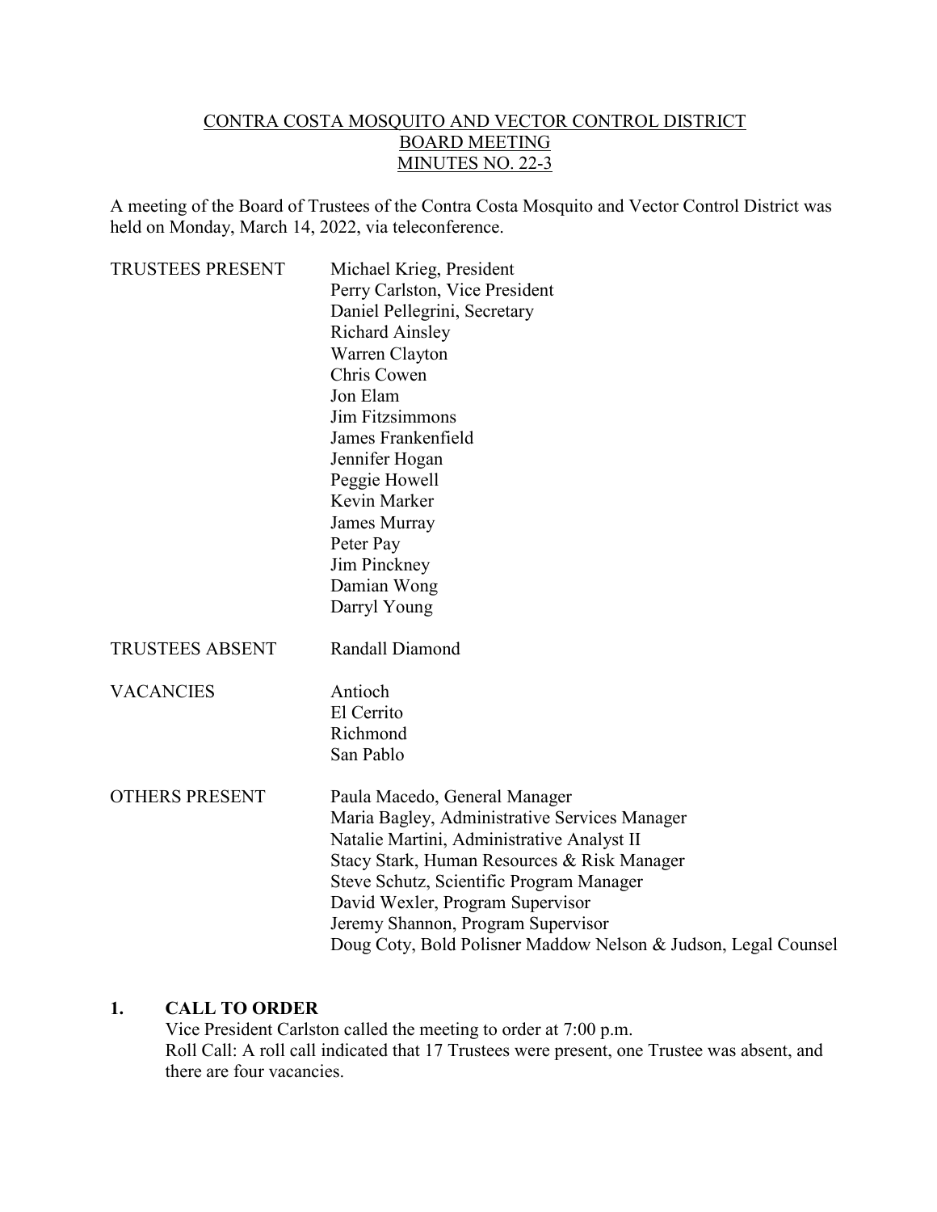# CONTRA COSTA MOSQUITO AND VECTOR CONTROL DISTRICT
## BOARD MEETING
## MINUTES NO. 22-3

A meeting of the Board of Trustees of the Contra Costa Mosquito and Vector Control District was held on Monday, March 14, 2022, via teleconference.

| | |
|---|---|
| TRUSTEES PRESENT | Michael Krieg, President<br>Perry Carlston, Vice President<br>Daniel Pellegrini, Secretary<br>Richard Ainsley<br>Warren Clayton<br>Chris Cowen<br>Jon Elam<br>Jim Fitzsimmons<br>James Frankenfield<br>Jennifer Hogan<br>Peggie Howell<br>Kevin Marker<br>James Murray<br>Peter Pay<br>Jim Pinckney<br>Damian Wong<br>Darryl Young |
| TRUSTEES ABSENT | Randall Diamond |
| VACANCIES | Antioch<br>El Cerrito<br>Richmond<br>San Pablo |
| OTHERS PRESENT | Paula Macedo, General Manager<br>Maria Bagley, Administrative Services Manager<br>Natalie Martini, Administrative Analyst II<br>Stacy Stark, Human Resources & Risk Manager<br>Steve Schutz, Scientific Program Manager<br>David Wexler, Program Supervisor<br>Jeremy Shannon, Program Supervisor<br>Doug Coty, Bold Polisner Maddow Nelson & Judson, Legal Counsel |

## 1. CALL TO ORDER

Vice President Carlston called the meeting to order at 7:00 p.m.
Roll Call: A roll call indicated that 17 Trustees were present, one Trustee was absent, and there are four vacancies.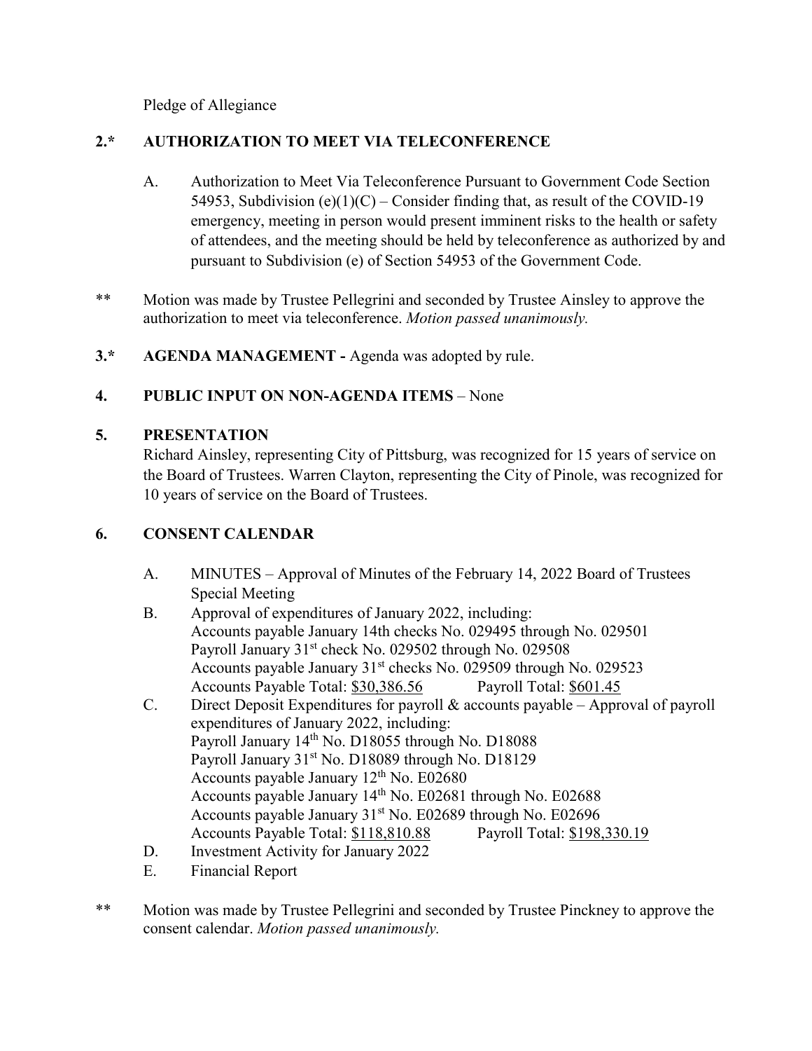Pledge of Allegiance

**2.\* AUTHORIZATION TO MEET VIA TELECONFERENCE**

A. Authorization to Meet Via Teleconference Pursuant to Government Code Section 54953, Subdivision (e)(1)(C) – Consider finding that, as result of the COVID-19 emergency, meeting in person would present imminent risks to the health or safety of attendees, and the meeting should be held by teleconference as authorized by and pursuant to Subdivision (e) of Section 54953 of the Government Code.

** Motion was made by Trustee Pellegrini and seconded by Trustee Ainsley to approve the authorization to meet via teleconference. *Motion passed unanimously.*

**3.\* AGENDA MANAGEMENT -** Agenda was adopted by rule.

**4. PUBLIC INPUT ON NON-AGENDA ITEMS** – None

**5. PRESENTATION**

Richard Ainsley, representing City of Pittsburg, was recognized for 15 years of service on the Board of Trustees. Warren Clayton, representing the City of Pinole, was recognized for 10 years of service on the Board of Trustees.

**6. CONSENT CALENDAR**

A. MINUTES – Approval of Minutes of the February 14, 2022 Board of Trustees Special Meeting

B. Approval of expenditures of January 2022, including:
Accounts payable January 14th checks No. 029495 through No. 029501
Payroll January 31st check No. 029502 through No. 029508
Accounts payable January 31st checks No. 029509 through No. 029523
Accounts Payable Total: $30,386.56 Payroll Total: $601.45

C. Direct Deposit Expenditures for payroll & accounts payable – Approval of payroll expenditures of January 2022, including:
Payroll January 14th No. D18055 through No. D18088
Payroll January 31st No. D18089 through No. D18129
Accounts payable January 12th No. E02680
Accounts payable January 14th No. E02681 through No. E02688
Accounts payable January 31st No. E02689 through No. E02696
Accounts Payable Total: $118,810.88 Payroll Total: $198,330.19

D. Investment Activity for January 2022

E. Financial Report

** Motion was made by Trustee Pellegrini and seconded by Trustee Pinckney to approve the consent calendar. *Motion passed unanimously.*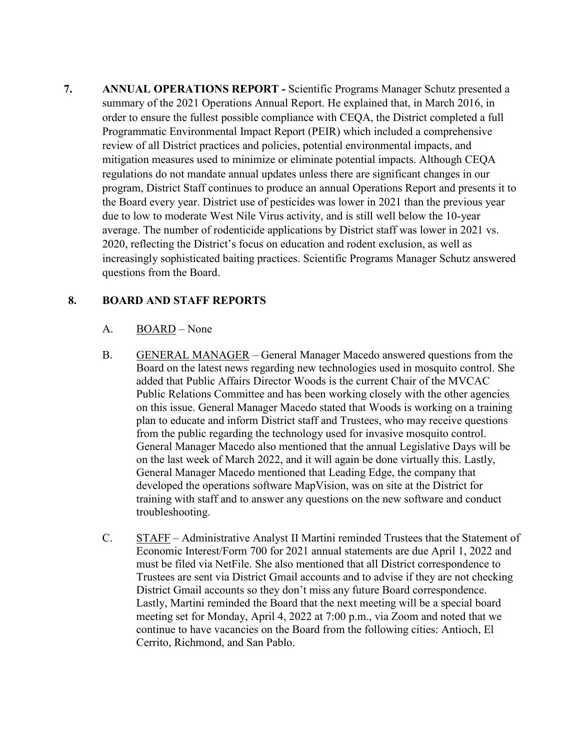**7. ANNUAL OPERATIONS REPORT -** Scientific Programs Manager Schutz presented a summary of the 2021 Operations Annual Report. He explained that, in March 2016, in order to ensure the fullest possible compliance with CEQA, the District completed a full Programmatic Environmental Impact Report (PEIR) which included a comprehensive review of all District practices and policies, potential environmental impacts, and mitigation measures used to minimize or eliminate potential impacts. Although CEQA regulations do not mandate annual updates unless there are significant changes in our program, District Staff continues to produce an annual Operations Report and presents it to the Board every year. District use of pesticides was lower in 2021 than the previous year due to low to moderate West Nile Virus activity, and is still well below the 10-year average. The number of rodenticide applications by District staff was lower in 2021 vs. 2020, reflecting the District's focus on education and rodent exclusion, as well as increasingly sophisticated baiting practices. Scientific Programs Manager Schutz answered questions from the Board.

**8. BOARD AND STAFF REPORTS**

A. BOARD – None

B. GENERAL MANAGER – General Manager Macedo answered questions from the Board on the latest news regarding new technologies used in mosquito control. She added that Public Affairs Director Woods is the current Chair of the MVCAC Public Relations Committee and has been working closely with the other agencies on this issue. General Manager Macedo stated that Woods is working on a training plan to educate and inform District staff and Trustees, who may receive questions from the public regarding the technology used for invasive mosquito control. General Manager Macedo also mentioned that the annual Legislative Days will be on the last week of March 2022, and it will again be done virtually this. Lastly, General Manager Macedo mentioned that Leading Edge, the company that developed the operations software MapVision, was on site at the District for training with staff and to answer any questions on the new software and conduct troubleshooting.

C. STAFF – Administrative Analyst II Martini reminded Trustees that the Statement of Economic Interest/Form 700 for 2021 annual statements are due April 1, 2022 and must be filed via NetFile. She also mentioned that all District correspondence to Trustees are sent via District Gmail accounts and to advise if they are not checking District Gmail accounts so they don't miss any future Board correspondence. Lastly, Martini reminded the Board that the next meeting will be a special board meeting set for Monday, April 4, 2022 at 7:00 p.m., via Zoom and noted that we continue to have vacancies on the Board from the following cities: Antioch, El Cerrito, Richmond, and San Pablo.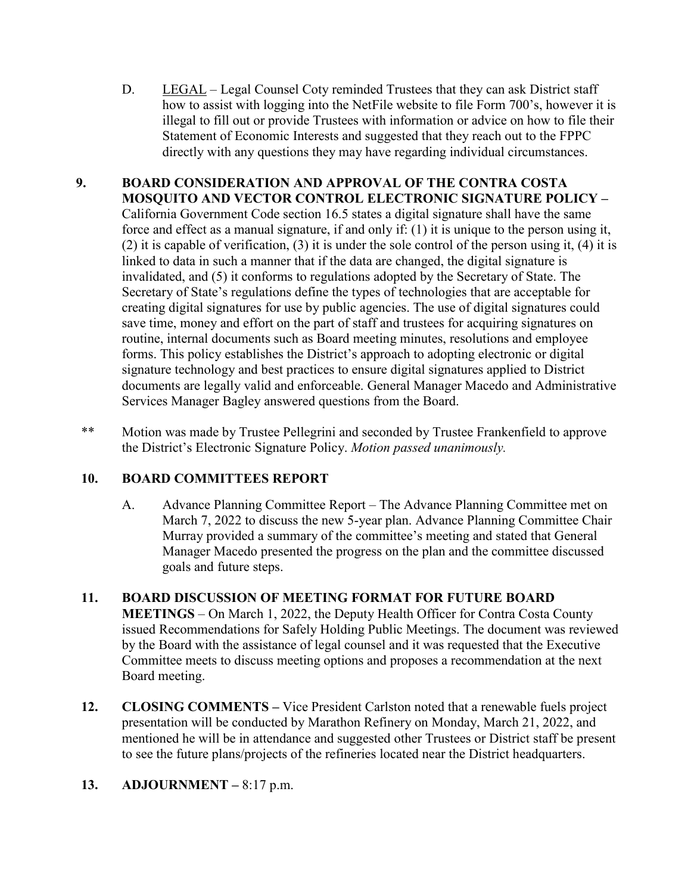D. <u>LEGAL</u> – Legal Counsel Coty reminded Trustees that they can ask District staff how to assist with logging into the NetFile website to file Form 700's, however it is illegal to fill out or provide Trustees with information or advice on how to file their Statement of Economic Interests and suggested that they reach out to the FPPC directly with any questions they may have regarding individual circumstances.

**9. BOARD CONSIDERATION AND APPROVAL OF THE CONTRA COSTA MOSQUITO AND VECTOR CONTROL ELECTRONIC SIGNATURE POLICY –** California Government Code section 16.5 states a digital signature shall have the same force and effect as a manual signature, if and only if: (1) it is unique to the person using it, (2) it is capable of verification, (3) it is under the sole control of the person using it, (4) it is linked to data in such a manner that if the data are changed, the digital signature is invalidated, and (5) it conforms to regulations adopted by the Secretary of State. The Secretary of State's regulations define the types of technologies that are acceptable for creating digital signatures for use by public agencies. The use of digital signatures could save time, money and effort on the part of staff and trustees for acquiring signatures on routine, internal documents such as Board meeting minutes, resolutions and employee forms. This policy establishes the District's approach to adopting electronic or digital signature technology and best practices to ensure digital signatures applied to District documents are legally valid and enforceable. General Manager Macedo and Administrative Services Manager Bagley answered questions from the Board.

** Motion was made by Trustee Pellegrini and seconded by Trustee Frankenfield to approve the District's Electronic Signature Policy. *Motion passed unanimously.*

**10. BOARD COMMITTEES REPORT**

A. Advance Planning Committee Report – The Advance Planning Committee met on March 7, 2022 to discuss the new 5-year plan. Advance Planning Committee Chair Murray provided a summary of the committee's meeting and stated that General Manager Macedo presented the progress on the plan and the committee discussed goals and future steps.

**11. BOARD DISCUSSION OF MEETING FORMAT FOR FUTURE BOARD MEETINGS** – On March 1, 2022, the Deputy Health Officer for Contra Costa County issued Recommendations for Safely Holding Public Meetings. The document was reviewed by the Board with the assistance of legal counsel and it was requested that the Executive Committee meets to discuss meeting options and proposes a recommendation at the next Board meeting.

**12. CLOSING COMMENTS –** Vice President Carlston noted that a renewable fuels project presentation will be conducted by Marathon Refinery on Monday, March 21, 2022, and mentioned he will be in attendance and suggested other Trustees or District staff be present to see the future plans/projects of the refineries located near the District headquarters.

**13. ADJOURNMENT –** 8:17 p.m.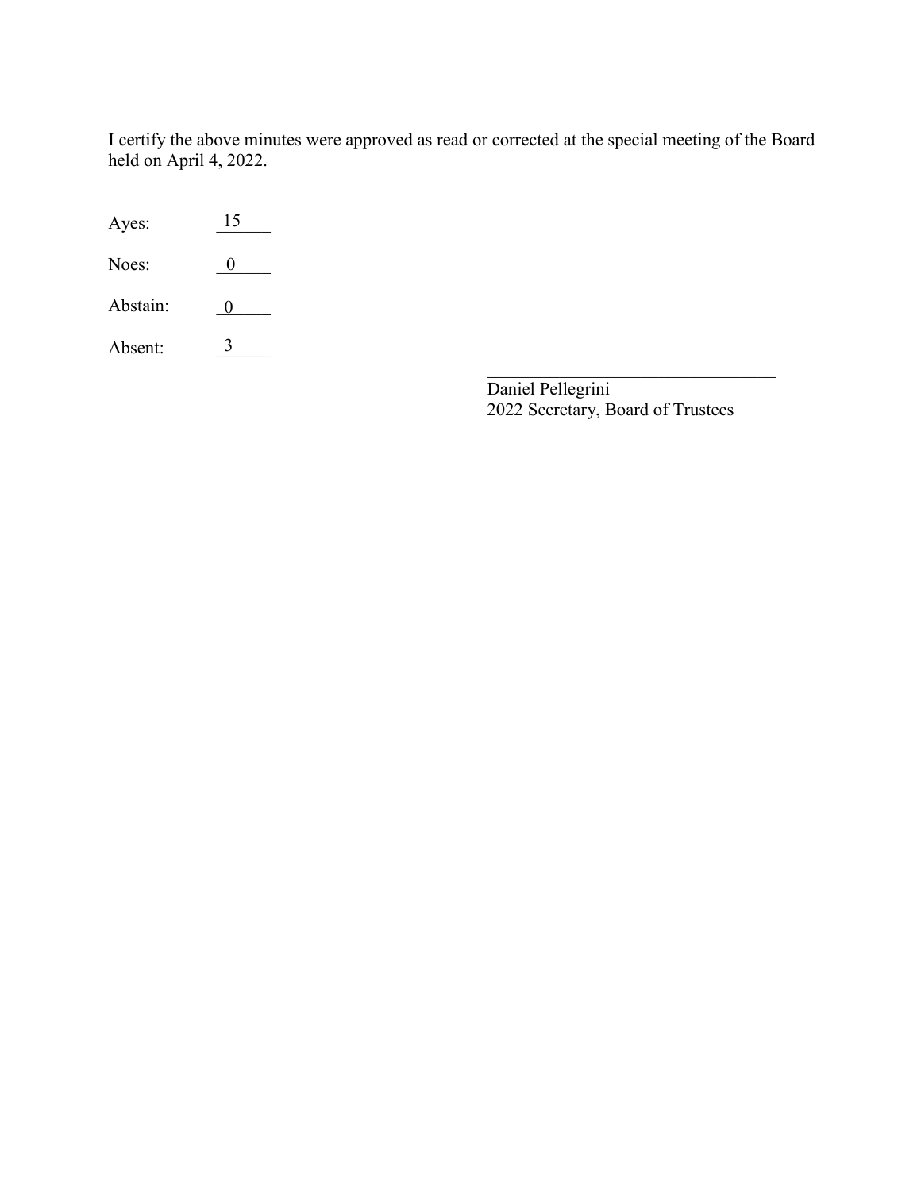I certify the above minutes were approved as read or corrected at the special meeting of the Board held on April 4, 2022.

Ayes: 15

Noes: 0

Abstain: 0

Absent: 3

\_\_\_\_\_\_\_\_\_\_\_\_\_\_\_\_\_\_\_\_\_\_\_\_\_\_\_\_\_\_\_\_\_\_

Daniel Pellegrini
2022 Secretary, Board of Trustees